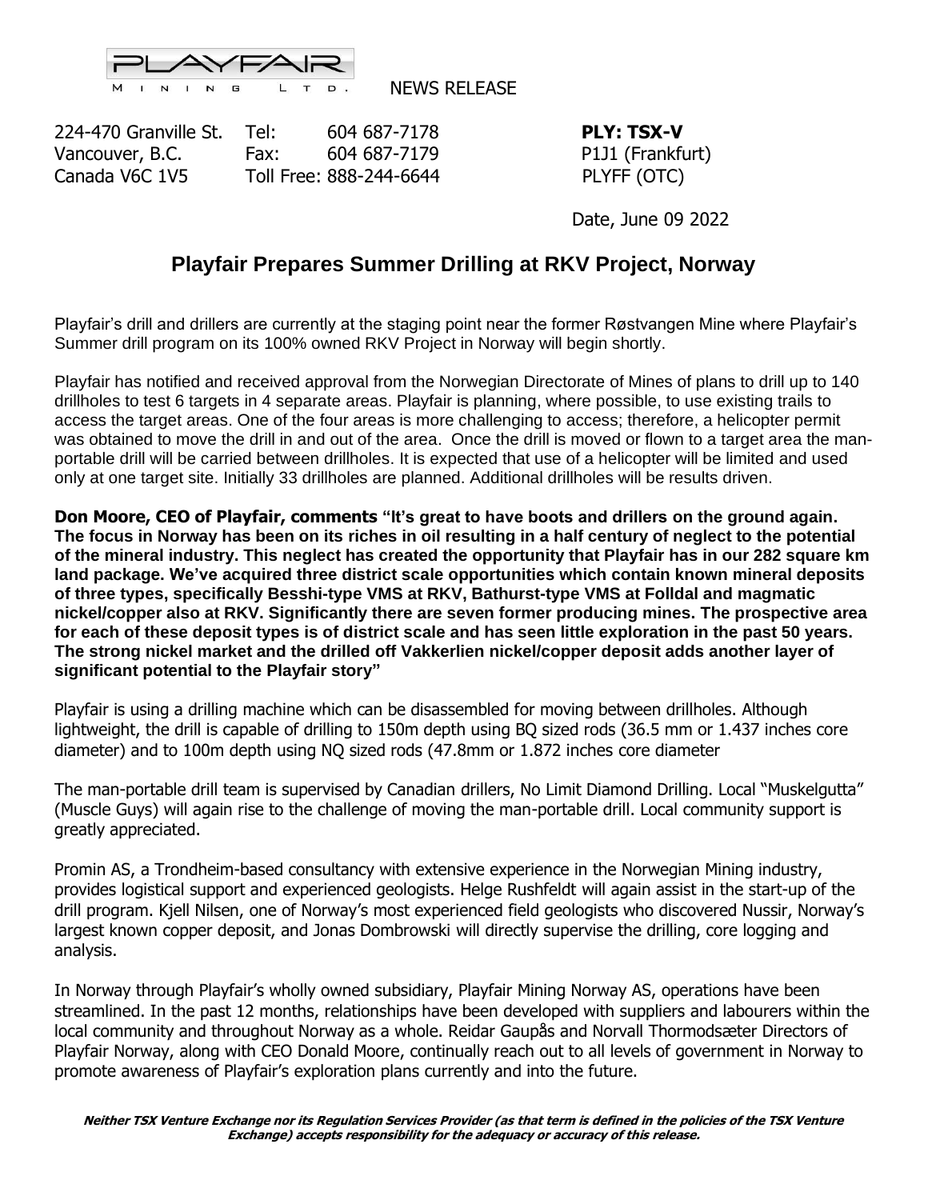PLAYFAIR MINING LTD.

NEWS RELEASE

224-470 Granville St.
Vancouver, B.C.
Canada V6C 1V5

Tel: 604 687-7178
Fax: 604 687-7179
Toll Free: 888-244-6644

**PLY: TSX-V**
P1J1 (Frankfurt)
PLYFF (OTC)

Date, June 09 2022

# Playfair Prepares Summer Drilling at RKV Project, Norway

Playfair's drill and drillers are currently at the staging point near the former Røstvangen Mine where Playfair's Summer drill program on its 100% owned RKV Project in Norway will begin shortly.

Playfair has notified and received approval from the Norwegian Directorate of Mines of plans to drill up to 140 drillholes to test 6 targets in 4 separate areas. Playfair is planning, where possible, to use existing trails to access the target areas. One of the four areas is more challenging to access; therefore, a helicopter permit was obtained to move the drill in and out of the area. Once the drill is moved or flown to a target area the man-portable drill will be carried between drillholes. It is expected that use of a helicopter will be limited and used only at one target site. Initially 33 drillholes are planned. Additional drillholes will be results driven.

**Don Moore, CEO of Playfair, comments "It's great to have boots and drillers on the ground again. The focus in Norway has been on its riches in oil resulting in a half century of neglect to the potential of the mineral industry. This neglect has created the opportunity that Playfair has in our 282 square km land package. We've acquired three district scale opportunities which contain known mineral deposits of three types, specifically Besshi-type VMS at RKV, Bathurst-type VMS at Folldal and magmatic nickel/copper also at RKV. Significantly there are seven former producing mines. The prospective area for each of these deposit types is of district scale and has seen little exploration in the past 50 years. The strong nickel market and the drilled off Vakkerlien nickel/copper deposit adds another layer of significant potential to the Playfair story"**

Playfair is using a drilling machine which can be disassembled for moving between drillholes. Although lightweight, the drill is capable of drilling to 150m depth using BQ sized rods (36.5 mm or 1.437 inches core diameter) and to 100m depth using NQ sized rods (47.8mm or 1.872 inches core diameter

The man-portable drill team is supervised by Canadian drillers, No Limit Diamond Drilling. Local "Muskelgutta" (Muscle Guys) will again rise to the challenge of moving the man-portable drill. Local community support is greatly appreciated.

Promin AS, a Trondheim-based consultancy with extensive experience in the Norwegian Mining industry, provides logistical support and experienced geologists. Helge Rushfeldt will again assist in the start-up of the drill program. Kjell Nilsen, one of Norway's most experienced field geologists who discovered Nussir, Norway's largest known copper deposit, and Jonas Dombrowski will directly supervise the drilling, core logging and analysis.

In Norway through Playfair's wholly owned subsidiary, Playfair Mining Norway AS, operations have been streamlined. In the past 12 months, relationships have been developed with suppliers and labourers within the local community and throughout Norway as a whole. Reidar Gaupås and Norvall Thormodsæter Directors of Playfair Norway, along with CEO Donald Moore, continually reach out to all levels of government in Norway to promote awareness of Playfair's exploration plans currently and into the future.

***Neither TSX Venture Exchange nor its Regulation Services Provider (as that term is defined in the policies of the TSX Venture Exchange) accepts responsibility for the adequacy or accuracy of this release.***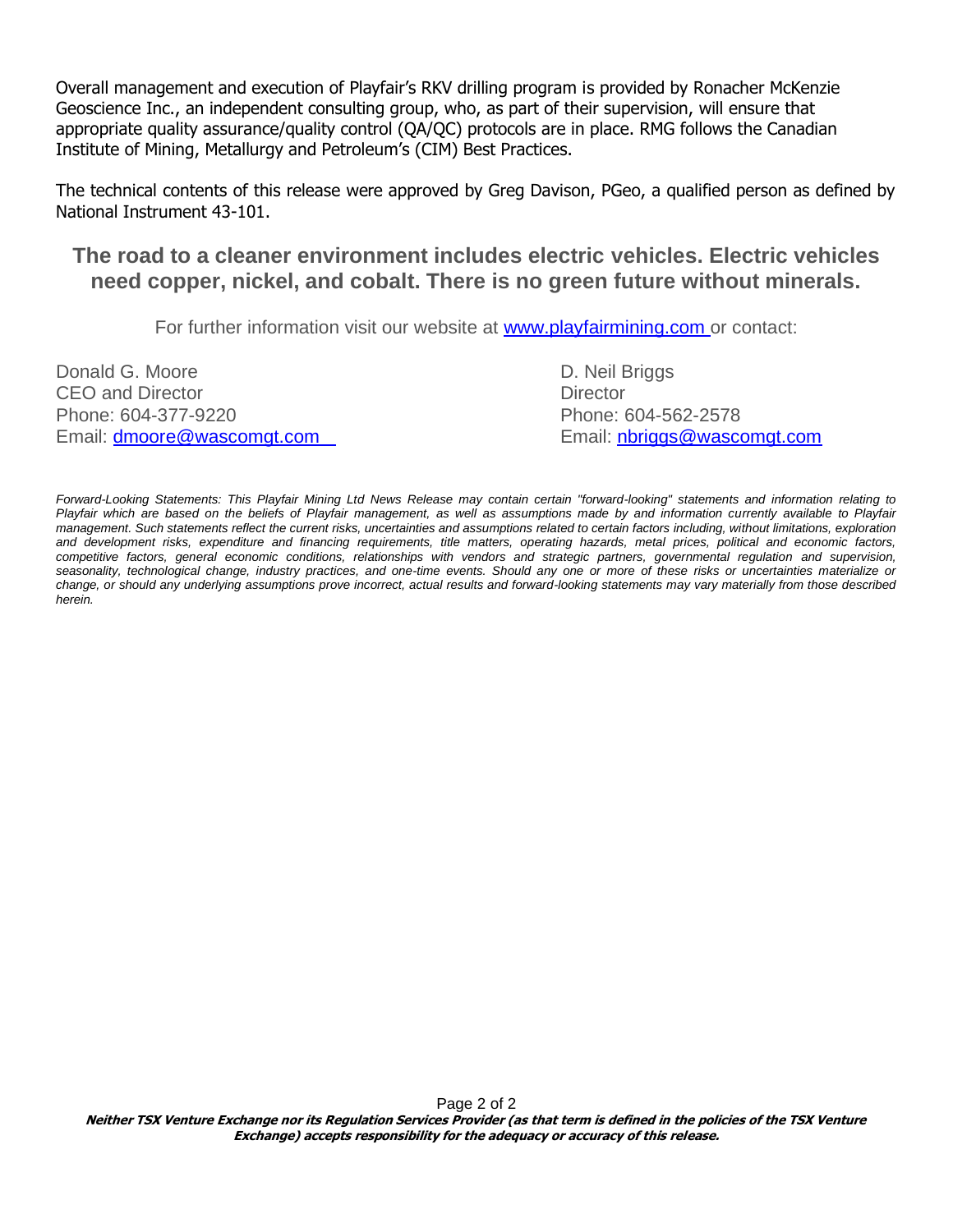Overall management and execution of Playfair's RKV drilling program is provided by Ronacher McKenzie Geoscience Inc., an independent consulting group, who, as part of their supervision, will ensure that appropriate quality assurance/quality control (QA/QC) protocols are in place. RMG follows the Canadian Institute of Mining, Metallurgy and Petroleum's (CIM) Best Practices.

The technical contents of this release were approved by Greg Davison, PGeo, a qualified person as defined by National Instrument 43-101.

**The road to a cleaner environment includes electric vehicles. Electric vehicles need copper, nickel, and cobalt. There is no green future without minerals.**

For further information visit our website at www.playfairmining.com or contact:

Donald G. Moore
CEO and Director
Phone: 604-377-9220
Email: dmoore@wascomgt.com

D. Neil Briggs
Director
Phone: 604-562-2578
Email: nbriggs@wascomgt.com

*Forward-Looking Statements: This Playfair Mining Ltd News Release may contain certain "forward-looking" statements and information relating to Playfair which are based on the beliefs of Playfair management, as well as assumptions made by and information currently available to Playfair management. Such statements reflect the current risks, uncertainties and assumptions related to certain factors including, without limitations, exploration and development risks, expenditure and financing requirements, title matters, operating hazards, metal prices, political and economic factors, competitive factors, general economic conditions, relationships with vendors and strategic partners, governmental regulation and supervision, seasonality, technological change, industry practices, and one-time events. Should any one or more of these risks or uncertainties materialize or change, or should any underlying assumptions prove incorrect, actual results and forward-looking statements may vary materially from those described herein.*

***Neither TSX Venture Exchange nor its Regulation Services Provider (as that term is defined in the policies of the TSX Venture Exchange) accepts responsibility for the adequacy or accuracy of this release.***